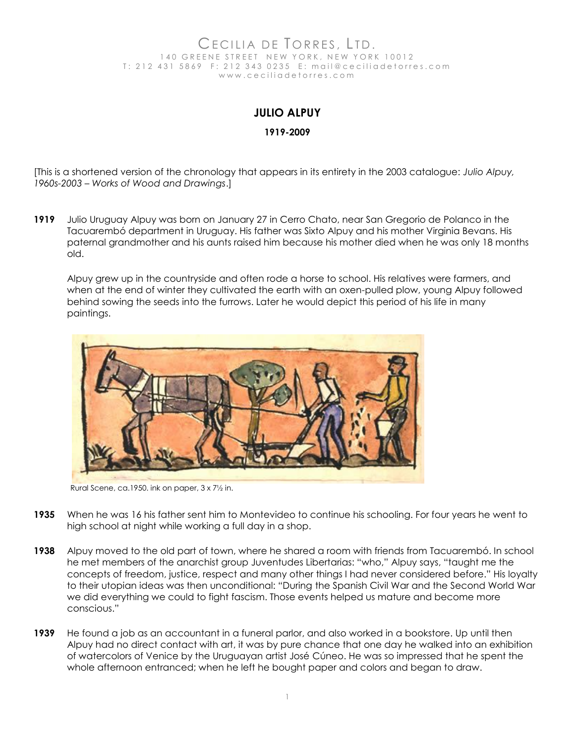CECILIA DE TORRES, LTD.
140 GREENE STREET NEW YORK, NEW YORK 10012
T: 212 431 5869 F: 212 343 0235 E: mail@ceciliadetorres.com
www.ceciliadetorres.com

# JULIO ALPUY

**1919-2009**

[This is a shortened version of the chronology that appears in its entirety in the 2003 catalogue: *Julio Alpuy, 1960s-2003 – Works of Wood and Drawings*.]

**1919** Julio Uruguay Alpuy was born on January 27 in Cerro Chato, near San Gregorio de Polanco in the Tacuarembó department in Uruguay. His father was Sixto Alpuy and his mother Virginia Bevans. His paternal grandmother and his aunts raised him because his mother died when he was only 18 months old.

Alpuy grew up in the countryside and often rode a horse to school. His relatives were farmers, and when at the end of winter they cultivated the earth with an oxen-pulled plow, young Alpuy followed behind sowing the seeds into the furrows. Later he would depict this period of his life in many paintings.

Rural Scene, ca.1950. ink on paper, 3 x 7½ in.

**1935** When he was 16 his father sent him to Montevideo to continue his schooling. For four years he went to high school at night while working a full day in a shop.

**1938** Alpuy moved to the old part of town, where he shared a room with friends from Tacuarembó. In school he met members of the anarchist group Juventudes Libertarias: "who," Alpuy says, "taught me the concepts of freedom, justice, respect and many other things I had never considered before." His loyalty to their utopian ideas was then unconditional: "During the Spanish Civil War and the Second World War we did everything we could to fight fascism. Those events helped us mature and become more conscious."

**1939** He found a job as an accountant in a funeral parlor, and also worked in a bookstore. Up until then Alpuy had no direct contact with art, it was by pure chance that one day he walked into an exhibition of watercolors of Venice by the Uruguayan artist José Cúneo. He was so impressed that he spent the whole afternoon entranced; when he left he bought paper and colors and began to draw.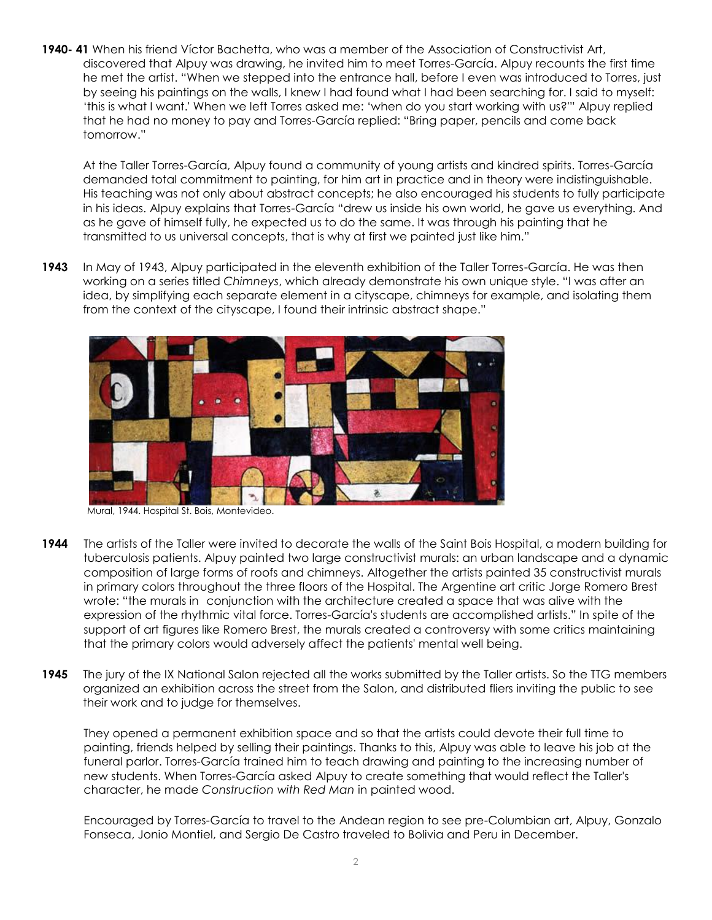**1940- 41** When his friend Víctor Bachetta, who was a member of the Association of Constructivist Art, discovered that Alpuy was drawing, he invited him to meet Torres-García. Alpuy recounts the first time he met the artist. "When we stepped into the entrance hall, before I even was introduced to Torres, just by seeing his paintings on the walls, I knew I had found what I had been searching for. I said to myself: 'this is what I want.' When we left Torres asked me: 'when do you start working with us?'" Alpuy replied that he had no money to pay and Torres-García replied: "Bring paper, pencils and come back tomorrow."

At the Taller Torres-García, Alpuy found a community of young artists and kindred spirits. Torres-García demanded total commitment to painting, for him art in practice and in theory were indistinguishable. His teaching was not only about abstract concepts; he also encouraged his students to fully participate in his ideas. Alpuy explains that Torres-García "drew us inside his own world, he gave us everything. And as he gave of himself fully, he expected us to do the same. It was through his painting that he transmitted to us universal concepts, that is why at first we painted just like him."

**1943** In May of 1943, Alpuy participated in the eleventh exhibition of the Taller Torres-García. He was then working on a series titled *Chimneys*, which already demonstrate his own unique style. "I was after an idea, by simplifying each separate element in a cityscape, chimneys for example, and isolating them from the context of the cityscape, I found their intrinsic abstract shape."

Mural, 1944. Hospital St. Bois, Montevideo.

**1944** The artists of the Taller were invited to decorate the walls of the Saint Bois Hospital, a modern building for tuberculosis patients. Alpuy painted two large constructivist murals: an urban landscape and a dynamic composition of large forms of roofs and chimneys. Altogether the artists painted 35 constructivist murals in primary colors throughout the three floors of the Hospital. The Argentine art critic Jorge Romero Brest wrote: "the murals in conjunction with the architecture created a space that was alive with the expression of the rhythmic vital force. Torres-García's students are accomplished artists." In spite of the support of art figures like Romero Brest, the murals created a controversy with some critics maintaining that the primary colors would adversely affect the patients' mental well being.

**1945** The jury of the IX National Salon rejected all the works submitted by the Taller artists. So the TTG members organized an exhibition across the street from the Salon, and distributed fliers inviting the public to see their work and to judge for themselves.

They opened a permanent exhibition space and so that the artists could devote their full time to painting, friends helped by selling their paintings. Thanks to this, Alpuy was able to leave his job at the funeral parlor. Torres-García trained him to teach drawing and painting to the increasing number of new students. When Torres-García asked Alpuy to create something that would reflect the Taller's character, he made *Construction with Red Man* in painted wood.

Encouraged by Torres-García to travel to the Andean region to see pre-Columbian art, Alpuy, Gonzalo Fonseca, Jonio Montiel, and Sergio De Castro traveled to Bolivia and Peru in December.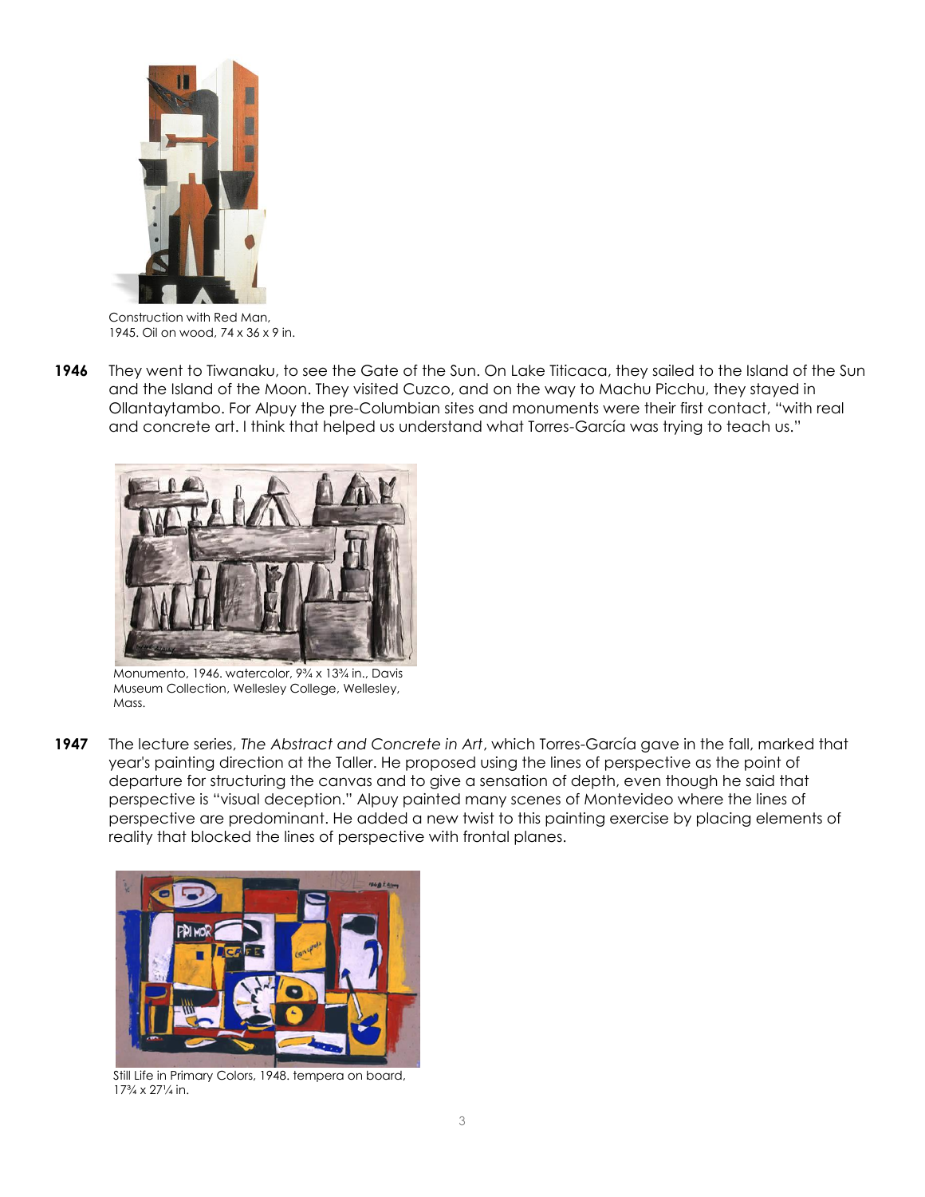Construction with Red Man, 1945. Oil on wood, 74 x 36 x 9 in.

**1946** They went to Tiwanaku, to see the Gate of the Sun. On Lake Titicaca, they sailed to the Island of the Sun and the Island of the Moon. They visited Cuzco, and on the way to Machu Picchu, they stayed in Ollantaytambo. For Alpuy the pre-Columbian sites and monuments were their first contact, "with real and concrete art. I think that helped us understand what Torres-García was trying to teach us."

Monumento, 1946. watercolor, 9¾ x 13¾ in., Davis Museum Collection, Wellesley College, Wellesley, Mass.

**1947** The lecture series, *The Abstract and Concrete in Art*, which Torres-García gave in the fall, marked that year's painting direction at the Taller. He proposed using the lines of perspective as the point of departure for structuring the canvas and to give a sensation of depth, even though he said that perspective is "visual deception." Alpuy painted many scenes of Montevideo where the lines of perspective are predominant. He added a new twist to this painting exercise by placing elements of reality that blocked the lines of perspective with frontal planes.

Still Life in Primary Colors, 1948. tempera on board, 17¾ x 27¼ in.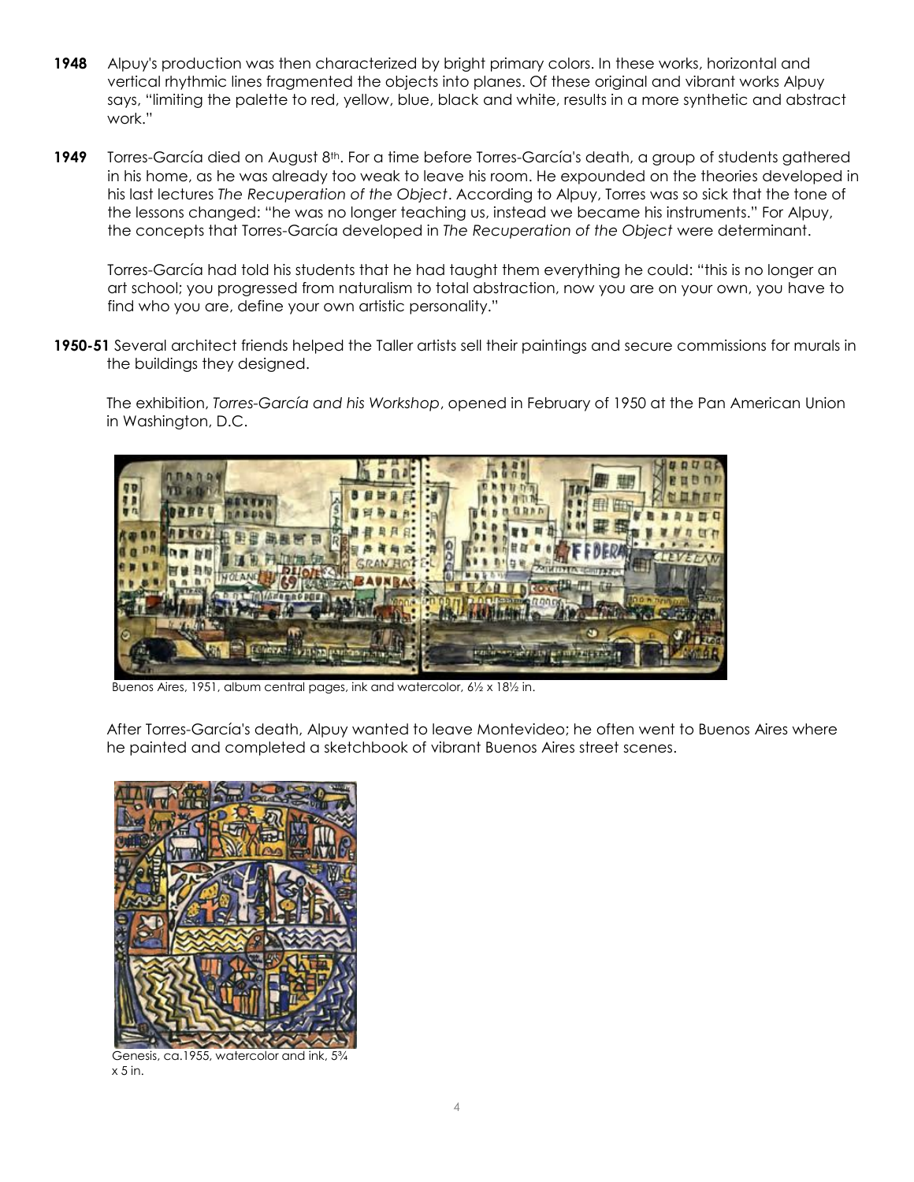**1948** Alpuy's production was then characterized by bright primary colors. In these works, horizontal and vertical rhythmic lines fragmented the objects into planes. Of these original and vibrant works Alpuy says, "limiting the palette to red, yellow, blue, black and white, results in a more synthetic and abstract work."

**1949** Torres-García died on August 8th. For a time before Torres-García's death, a group of students gathered in his home, as he was already too weak to leave his room. He expounded on the theories developed in his last lectures *The Recuperation of the Object*. According to Alpuy, Torres was so sick that the tone of the lessons changed: "he was no longer teaching us, instead we became his instruments." For Alpuy, the concepts that Torres-García developed in *The Recuperation of the Object* were determinant.

Torres-García had told his students that he had taught them everything he could: "this is no longer an art school; you progressed from naturalism to total abstraction, now you are on your own, you have to find who you are, define your own artistic personality."

**1950-51** Several architect friends helped the Taller artists sell their paintings and secure commissions for murals in the buildings they designed.

The exhibition, *Torres-García and his Workshop*, opened in February of 1950 at the Pan American Union in Washington, D.C.

Buenos Aires, 1951, album central pages, ink and watercolor, 6½ x 18½ in.

After Torres-García's death, Alpuy wanted to leave Montevideo; he often went to Buenos Aires where he painted and completed a sketchbook of vibrant Buenos Aires street scenes.

Genesis, ca.1955, watercolor and ink, 5¾ x 5 in.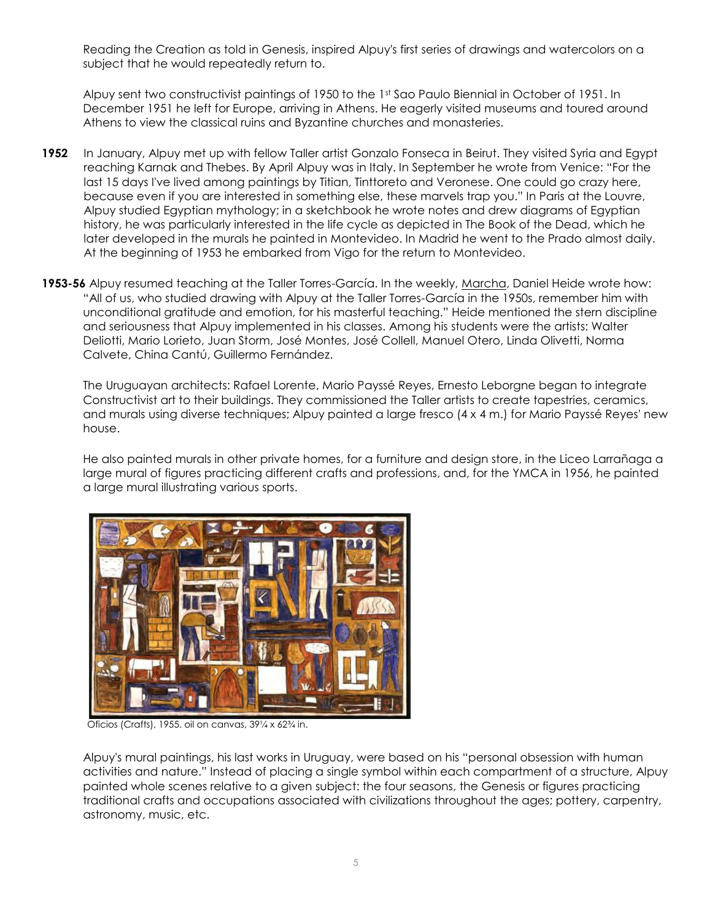Reading the Creation as told in Genesis, inspired Alpuy's first series of drawings and watercolors on a subject that he would repeatedly return to.

Alpuy sent two constructivist paintings of 1950 to the 1st Sao Paulo Biennial in October of 1951. In December 1951 he left for Europe, arriving in Athens. He eagerly visited museums and toured around Athens to view the classical ruins and Byzantine churches and monasteries.

**1952** In January, Alpuy met up with fellow Taller artist Gonzalo Fonseca in Beirut. They visited Syria and Egypt reaching Karnak and Thebes. By April Alpuy was in Italy. In September he wrote from Venice: "For the last 15 days I've lived among paintings by Titian, Tinttoreto and Veronese. One could go crazy here, because even if you are interested in something else, these marvels trap you." In Paris at the Louvre, Alpuy studied Egyptian mythology; in a sketchbook he wrote notes and drew diagrams of Egyptian history, he was particularly interested in the life cycle as depicted in The Book of the Dead, which he later developed in the murals he painted in Montevideo. In Madrid he went to the Prado almost daily. At the beginning of 1953 he embarked from Vigo for the return to Montevideo.

**1953-56** Alpuy resumed teaching at the Taller Torres-García. In the weekly, Marcha, Daniel Heide wrote how: "All of us, who studied drawing with Alpuy at the Taller Torres-García in the 1950s, remember him with unconditional gratitude and emotion, for his masterful teaching." Heide mentioned the stern discipline and seriousness that Alpuy implemented in his classes. Among his students were the artists: Walter Deliotti, Mario Lorieto, Juan Storm, José Montes, José Collell, Manuel Otero, Linda Olivetti, Norma Calvete, China Cantú, Guillermo Fernández.

The Uruguayan architects: Rafael Lorente, Mario Payssé Reyes, Ernesto Leborgne began to integrate Constructivist art to their buildings. They commissioned the Taller artists to create tapestries, ceramics, and murals using diverse techniques; Alpuy painted a large fresco (4 x 4 m.) for Mario Payssé Reyes' new house.

He also painted murals in other private homes, for a furniture and design store, in the Liceo Larrañaga a large mural of figures practicing different crafts and professions, and, for the YMCA in 1956, he painted a large mural illustrating various sports.

Oficios (Crafts), 1955. oil on canvas, 39¼ x 62¾ in.

Alpuy's mural paintings, his last works in Uruguay, were based on his "personal obsession with human activities and nature." Instead of placing a single symbol within each compartment of a structure, Alpuy painted whole scenes relative to a given subject: the four seasons, the Genesis or figures practicing traditional crafts and occupations associated with civilizations throughout the ages; pottery, carpentry, astronomy, music, etc.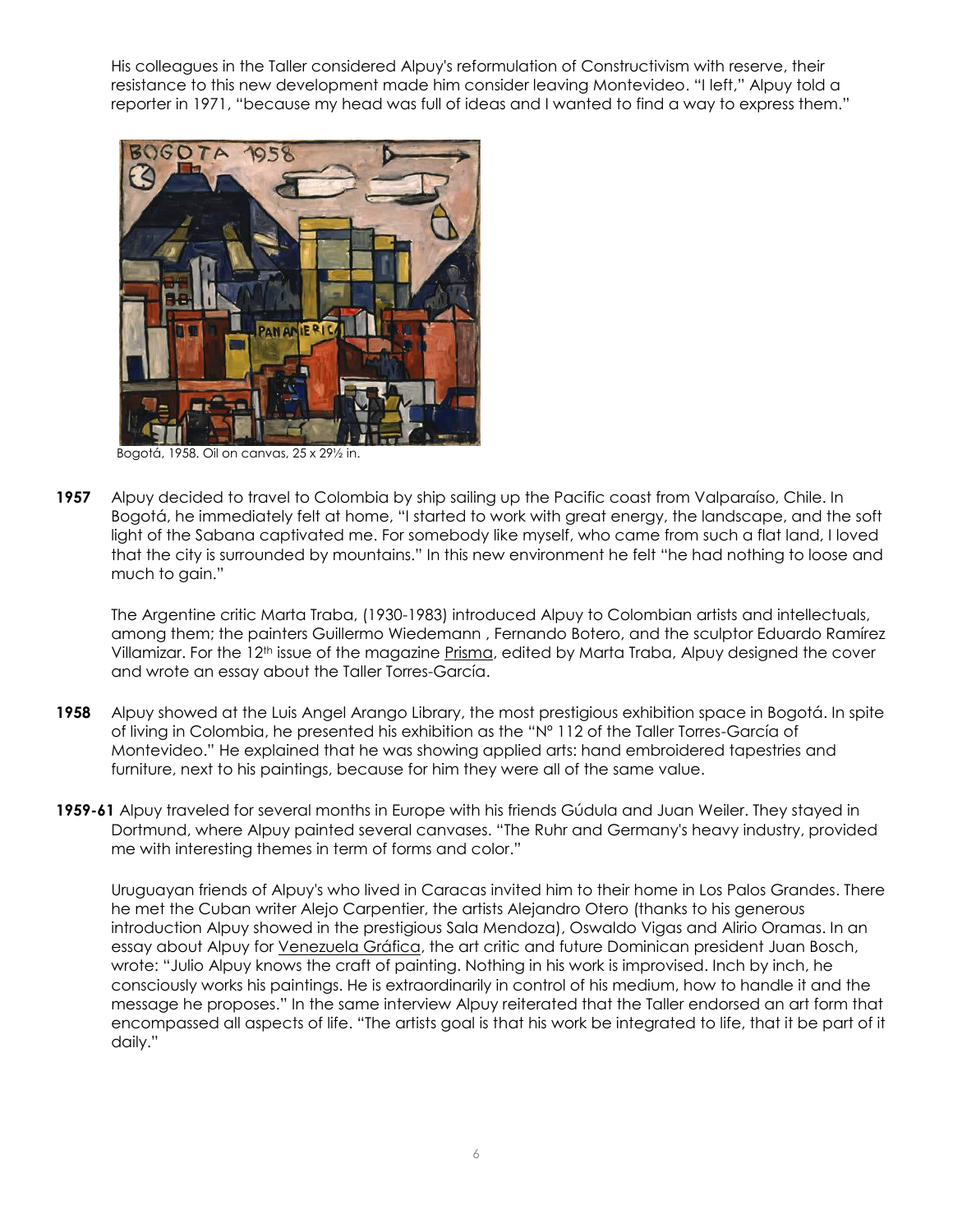His colleagues in the Taller considered Alpuy's reformulation of Constructivism with reserve, their resistance to this new development made him consider leaving Montevideo. "I left," Alpuy told a reporter in 1971, "because my head was full of ideas and I wanted to find a way to express them."

Bogotá, 1958. Oil on canvas, 25 x 29½ in.

**1957** Alpuy decided to travel to Colombia by ship sailing up the Pacific coast from Valparaíso, Chile. In Bogotá, he immediately felt at home, "I started to work with great energy, the landscape, and the soft light of the Sabana captivated me. For somebody like myself, who came from such a flat land, I loved that the city is surrounded by mountains." In this new environment he felt "he had nothing to loose and much to gain."

The Argentine critic Marta Traba, (1930-1983) introduced Alpuy to Colombian artists and intellectuals, among them; the painters Guillermo Wiedemann , Fernando Botero, and the sculptor Eduardo Ramírez Villamizar. For the 12th issue of the magazine Prisma, edited by Marta Traba, Alpuy designed the cover and wrote an essay about the Taller Torres-García.

**1958** Alpuy showed at the Luis Angel Arango Library, the most prestigious exhibition space in Bogotá. In spite of living in Colombia, he presented his exhibition as the "N° 112 of the Taller Torres-García of Montevideo." He explained that he was showing applied arts: hand embroidered tapestries and furniture, next to his paintings, because for him they were all of the same value.

**1959-61** Alpuy traveled for several months in Europe with his friends Gúdula and Juan Weiler. They stayed in Dortmund, where Alpuy painted several canvases. "The Ruhr and Germany's heavy industry, provided me with interesting themes in term of forms and color."

Uruguayan friends of Alpuy's who lived in Caracas invited him to their home in Los Palos Grandes. There he met the Cuban writer Alejo Carpentier, the artists Alejandro Otero (thanks to his generous introduction Alpuy showed in the prestigious Sala Mendoza), Oswaldo Vigas and Alirio Oramas. In an essay about Alpuy for Venezuela Gráfica, the art critic and future Dominican president Juan Bosch, wrote: "Julio Alpuy knows the craft of painting. Nothing in his work is improvised. Inch by inch, he consciously works his paintings. He is extraordinarily in control of his medium, how to handle it and the message he proposes." In the same interview Alpuy reiterated that the Taller endorsed an art form that encompassed all aspects of life. "The artists goal is that his work be integrated to life, that it be part of it daily."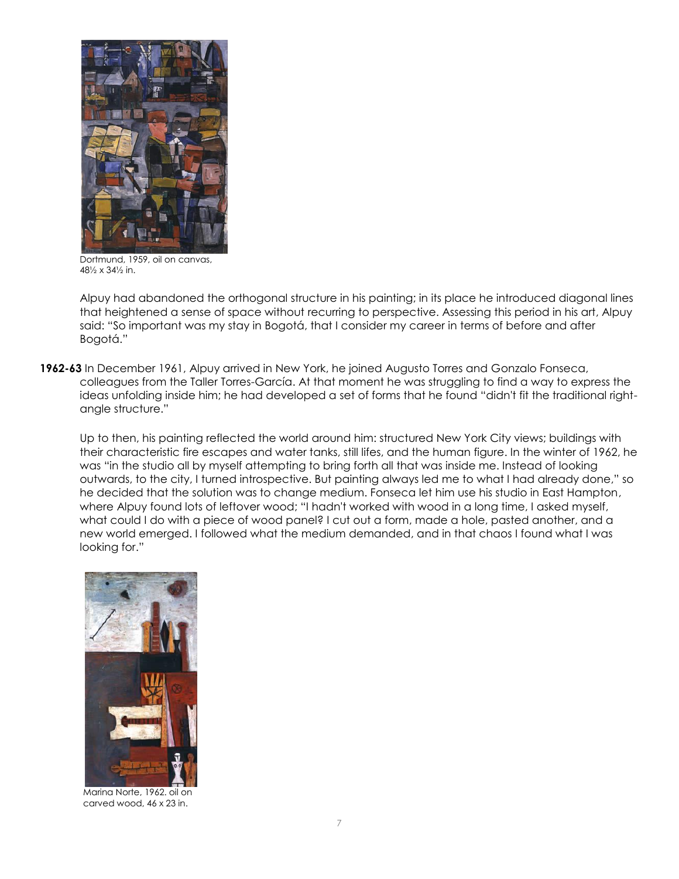Dortmund, 1959, oil on canvas, 48½ x 34½ in.

Alpuy had abandoned the orthogonal structure in his painting; in its place he introduced diagonal lines that heightened a sense of space without recurring to perspective. Assessing this period in his art, Alpuy said: "So important was my stay in Bogotá, that I consider my career in terms of before and after Bogotá."

**1962-63** In December 1961, Alpuy arrived in New York, he joined Augusto Torres and Gonzalo Fonseca, colleagues from the Taller Torres-García. At that moment he was struggling to find a way to express the ideas unfolding inside him; he had developed a set of forms that he found "didn't fit the traditional right-angle structure."

Up to then, his painting reflected the world around him: structured New York City views; buildings with their characteristic fire escapes and water tanks, still lifes, and the human figure. In the winter of 1962, he was "in the studio all by myself attempting to bring forth all that was inside me. Instead of looking outwards, to the city, I turned introspective. But painting always led me to what I had already done," so he decided that the solution was to change medium. Fonseca let him use his studio in East Hampton, where Alpuy found lots of leftover wood; "I hadn't worked with wood in a long time, I asked myself, what could I do with a piece of wood panel? I cut out a form, made a hole, pasted another, and a new world emerged. I followed what the medium demanded, and in that chaos I found what I was looking for."

Marina Norte, 1962. oil on carved wood, 46 x 23 in.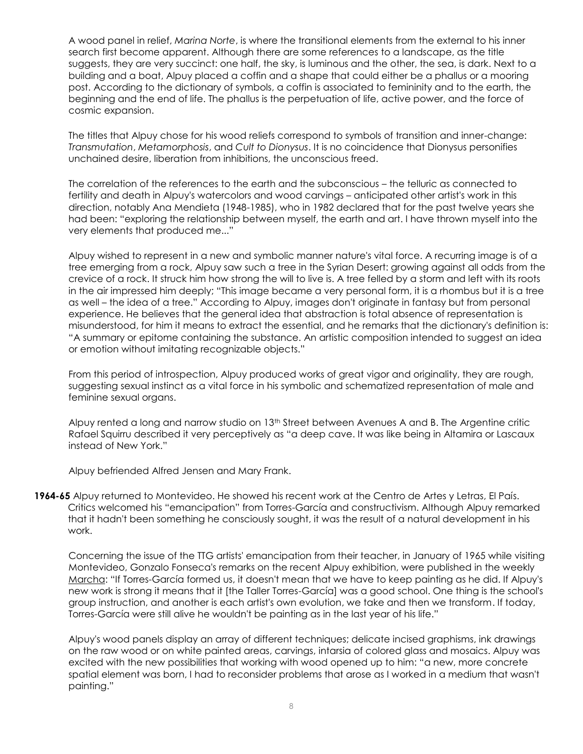A wood panel in relief, *Marina Norte*, is where the transitional elements from the external to his inner search first become apparent. Although there are some references to a landscape, as the title suggests, they are very succinct: one half, the sky, is luminous and the other, the sea, is dark. Next to a building and a boat, Alpuy placed a coffin and a shape that could either be a phallus or a mooring post. According to the dictionary of symbols, a coffin is associated to femininity and to the earth, the beginning and the end of life. The phallus is the perpetuation of life, active power, and the force of cosmic expansion.

The titles that Alpuy chose for his wood reliefs correspond to symbols of transition and inner-change: *Transmutation*, *Metamorphosis*, and *Cult to Dionysus*. It is no coincidence that Dionysus personifies unchained desire, liberation from inhibitions, the unconscious freed.

The correlation of the references to the earth and the subconscious – the telluric as connected to fertility and death in Alpuy's watercolors and wood carvings – anticipated other artist's work in this direction, notably Ana Mendieta (1948-1985), who in 1982 declared that for the past twelve years she had been: "exploring the relationship between myself, the earth and art. I have thrown myself into the very elements that produced me..."

Alpuy wished to represent in a new and symbolic manner nature's vital force. A recurring image is of a tree emerging from a rock, Alpuy saw such a tree in the Syrian Desert: growing against all odds from the crevice of a rock. It struck him how strong the will to live is. A tree felled by a storm and left with its roots in the air impressed him deeply; "This image became a very personal form, it is a rhombus but it is a tree as well – the idea of a tree." According to Alpuy, images don't originate in fantasy but from personal experience. He believes that the general idea that abstraction is total absence of representation is misunderstood, for him it means to extract the essential, and he remarks that the dictionary's definition is: "A summary or epitome containing the substance. An artistic composition intended to suggest an idea or emotion without imitating recognizable objects."

From this period of introspection, Alpuy produced works of great vigor and originality, they are rough, suggesting sexual instinct as a vital force in his symbolic and schematized representation of male and feminine sexual organs.

Alpuy rented a long and narrow studio on 13th Street between Avenues A and B. The Argentine critic Rafael Squirru described it very perceptively as "a deep cave. It was like being in Altamira or Lascaux instead of New York."

Alpuy befriended Alfred Jensen and Mary Frank.

**1964-65** Alpuy returned to Montevideo. He showed his recent work at the Centro de Artes y Letras, El País. Critics welcomed his "emancipation" from Torres-García and constructivism. Although Alpuy remarked that it hadn't been something he consciously sought, it was the result of a natural development in his work.

Concerning the issue of the TTG artists' emancipation from their teacher, in January of 1965 while visiting Montevideo, Gonzalo Fonseca's remarks on the recent Alpuy exhibition, were published in the weekly Marcha: "If Torres-García formed us, it doesn't mean that we have to keep painting as he did. If Alpuy's new work is strong it means that it [the Taller Torres-García] was a good school. One thing is the school's group instruction, and another is each artist's own evolution, we take and then we transform. If today, Torres-García were still alive he wouldn't be painting as in the last year of his life."

Alpuy's wood panels display an array of different techniques; delicate incised graphisms, ink drawings on the raw wood or on white painted areas, carvings, intarsia of colored glass and mosaics. Alpuy was excited with the new possibilities that working with wood opened up to him: "a new, more concrete spatial element was born, I had to reconsider problems that arose as I worked in a medium that wasn't painting."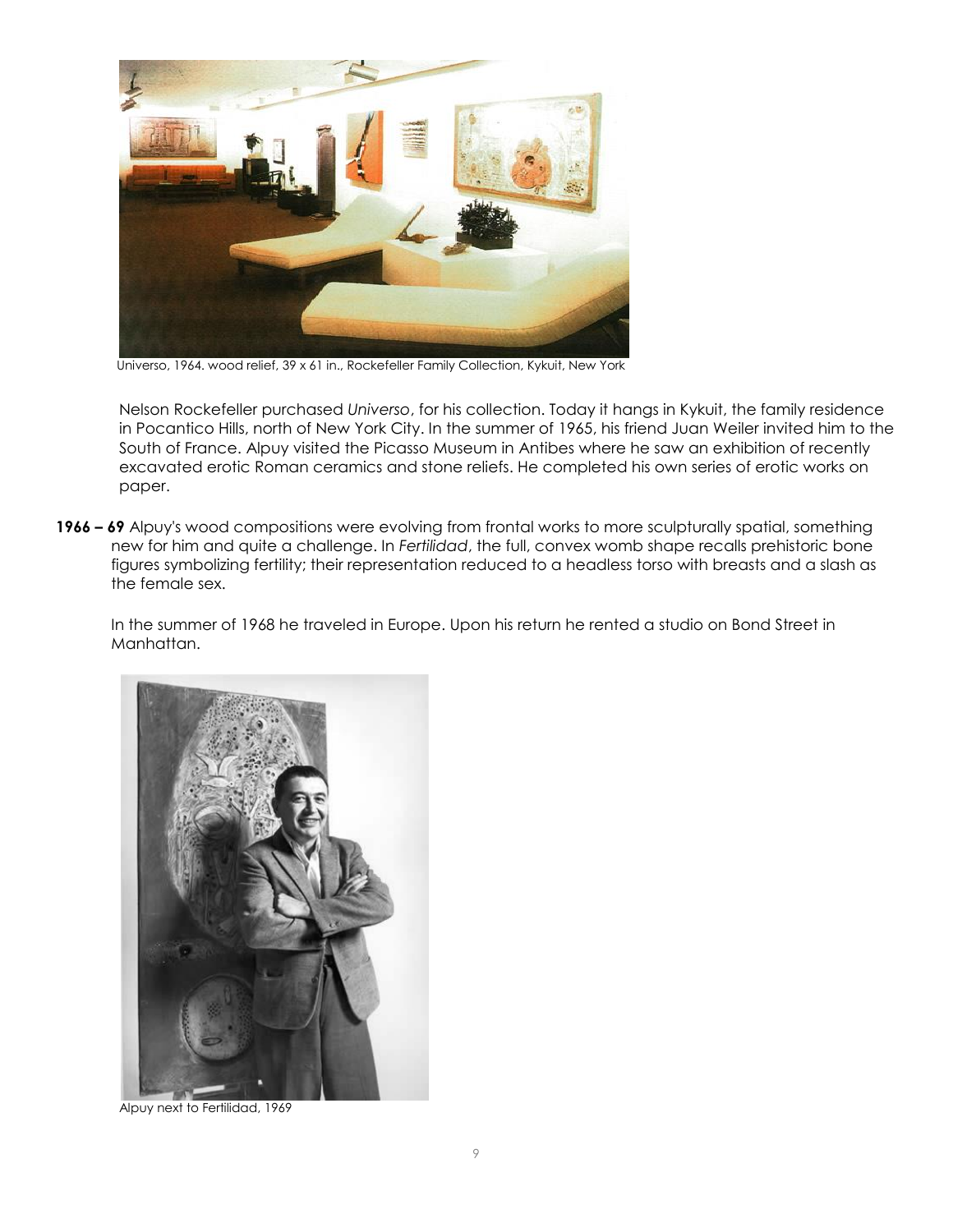Universo, 1964. wood relief, 39 x 61 in., Rockefeller Family Collection, Kykuit, New York

Nelson Rockefeller purchased *Universo*, for his collection. Today it hangs in Kykuit, the family residence in Pocantico Hills, north of New York City. In the summer of 1965, his friend Juan Weiler invited him to the South of France. Alpuy visited the Picasso Museum in Antibes where he saw an exhibition of recently excavated erotic Roman ceramics and stone reliefs. He completed his own series of erotic works on paper.

**1966 – 69** Alpuy's wood compositions were evolving from frontal works to more sculpturally spatial, something new for him and quite a challenge. In *Fertilidad*, the full, convex womb shape recalls prehistoric bone figures symbolizing fertility; their representation reduced to a headless torso with breasts and a slash as the female sex.

In the summer of 1968 he traveled in Europe. Upon his return he rented a studio on Bond Street in Manhattan.

Alpuy next to Fertilidad, 1969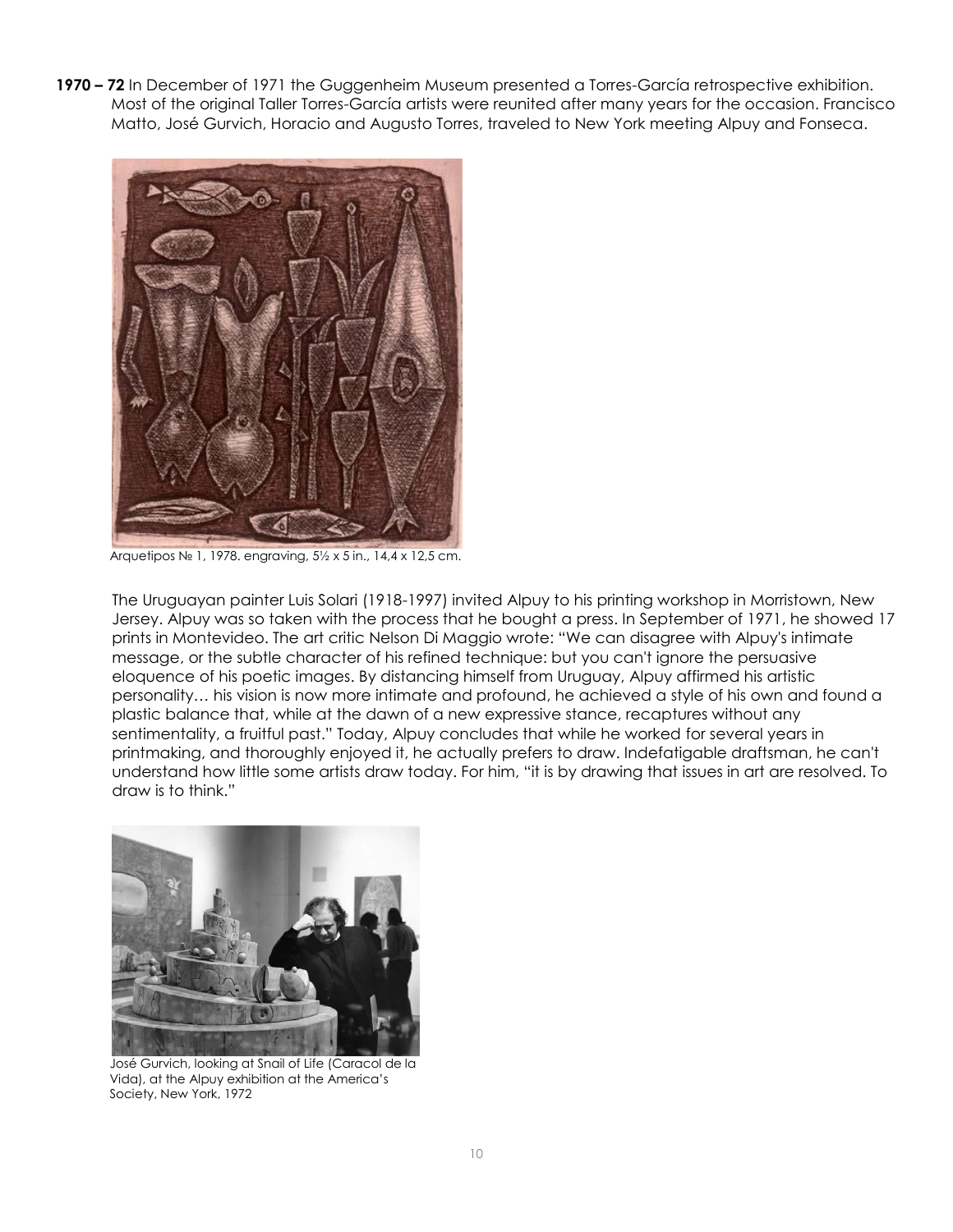**1970 – 72** In December of 1971 the Guggenheim Museum presented a Torres-García retrospective exhibition. Most of the original Taller Torres-García artists were reunited after many years for the occasion. Francisco Matto, José Gurvich, Horacio and Augusto Torres, traveled to New York meeting Alpuy and Fonseca.

Arquetipos № 1, 1978. engraving, 5½ x 5 in., 14,4 x 12,5 cm.

The Uruguayan painter Luis Solari (1918-1997) invited Alpuy to his printing workshop in Morristown, New Jersey. Alpuy was so taken with the process that he bought a press. In September of 1971, he showed 17 prints in Montevideo. The art critic Nelson Di Maggio wrote: "We can disagree with Alpuy's intimate message, or the subtle character of his refined technique: but you can't ignore the persuasive eloquence of his poetic images. By distancing himself from Uruguay, Alpuy affirmed his artistic personality… his vision is now more intimate and profound, he achieved a style of his own and found a plastic balance that, while at the dawn of a new expressive stance, recaptures without any sentimentality, a fruitful past." Today, Alpuy concludes that while he worked for several years in printmaking, and thoroughly enjoyed it, he actually prefers to draw. Indefatigable draftsman, he can't understand how little some artists draw today. For him, "it is by drawing that issues in art are resolved. To draw is to think."

José Gurvich, looking at Snail of Life (Caracol de la Vida), at the Alpuy exhibition at the America's Society, New York, 1972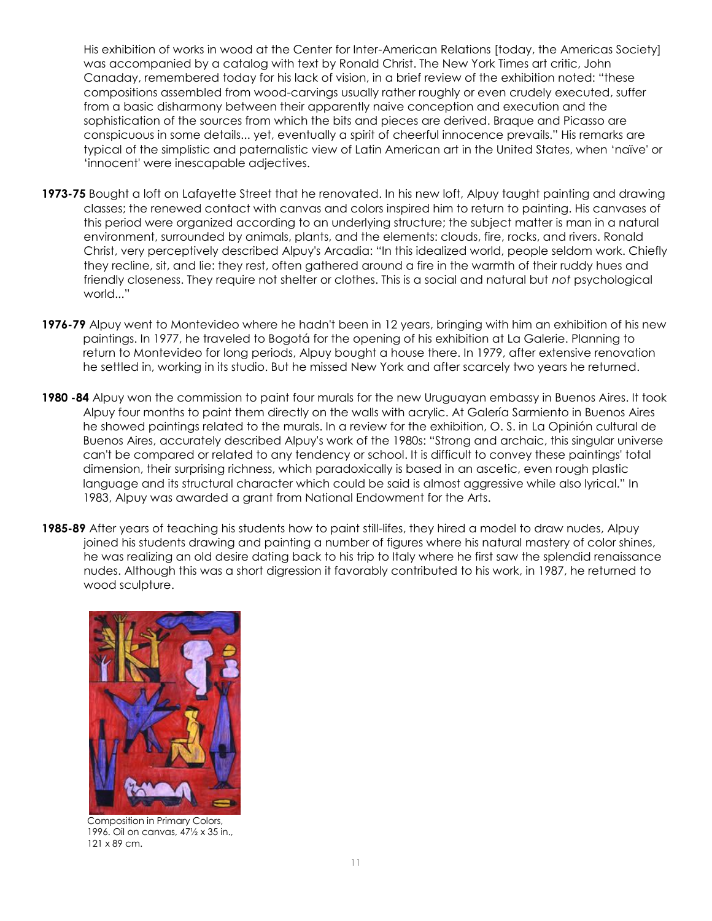His exhibition of works in wood at the Center for Inter-American Relations [today, the Americas Society] was accompanied by a catalog with text by Ronald Christ. The New York Times art critic, John Canaday, remembered today for his lack of vision, in a brief review of the exhibition noted: "these compositions assembled from wood-carvings usually rather roughly or even crudely executed, suffer from a basic disharmony between their apparently naive conception and execution and the sophistication of the sources from which the bits and pieces are derived. Braque and Picasso are conspicuous in some details... yet, eventually a spirit of cheerful innocence prevails." His remarks are typical of the simplistic and paternalistic view of Latin American art in the United States, when 'naïve' or 'innocent' were inescapable adjectives.

**1973-75** Bought a loft on Lafayette Street that he renovated. In his new loft, Alpuy taught painting and drawing classes; the renewed contact with canvas and colors inspired him to return to painting. His canvases of this period were organized according to an underlying structure; the subject matter is man in a natural environment, surrounded by animals, plants, and the elements: clouds, fire, rocks, and rivers. Ronald Christ, very perceptively described Alpuy's Arcadia: "In this idealized world, people seldom work. Chiefly they recline, sit, and lie: they rest, often gathered around a fire in the warmth of their ruddy hues and friendly closeness. They require not shelter or clothes. This is a social and natural but *not* psychological world..."

**1976-79** Alpuy went to Montevideo where he hadn't been in 12 years, bringing with him an exhibition of his new paintings. In 1977, he traveled to Bogotá for the opening of his exhibition at La Galerie. Planning to return to Montevideo for long periods, Alpuy bought a house there. In 1979, after extensive renovation he settled in, working in its studio. But he missed New York and after scarcely two years he returned.

**1980 -84** Alpuy won the commission to paint four murals for the new Uruguayan embassy in Buenos Aires. It took Alpuy four months to paint them directly on the walls with acrylic. At Galería Sarmiento in Buenos Aires he showed paintings related to the murals. In a review for the exhibition, O. S. in La Opinión cultural de Buenos Aires, accurately described Alpuy's work of the 1980s: "Strong and archaic, this singular universe can't be compared or related to any tendency or school. It is difficult to convey these paintings' total dimension, their surprising richness, which paradoxically is based in an ascetic, even rough plastic language and its structural character which could be said is almost aggressive while also lyrical." In 1983, Alpuy was awarded a grant from National Endowment for the Arts.

**1985-89** After years of teaching his students how to paint still-lifes, they hired a model to draw nudes, Alpuy joined his students drawing and painting a number of figures where his natural mastery of color shines, he was realizing an old desire dating back to his trip to Italy where he first saw the splendid renaissance nudes. Although this was a short digression it favorably contributed to his work, in 1987, he returned to wood sculpture.

Composition in Primary Colors, 1996. Oil on canvas, 47½ x 35 in., 121 x 89 cm.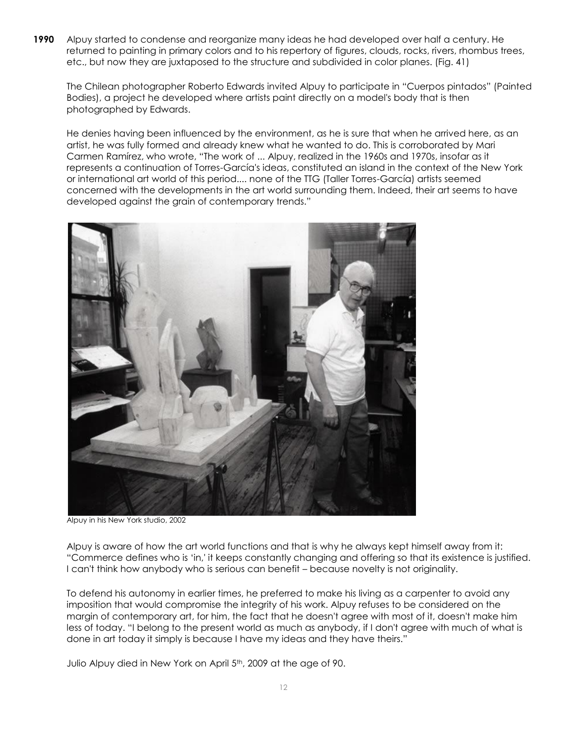**1990** Alpuy started to condense and reorganize many ideas he had developed over half a century. He returned to painting in primary colors and to his repertory of figures, clouds, rocks, rivers, rhombus trees, etc., but now they are juxtaposed to the structure and subdivided in color planes. (Fig. 41)

The Chilean photographer Roberto Edwards invited Alpuy to participate in "Cuerpos pintados" (Painted Bodies), a project he developed where artists paint directly on a model's body that is then photographed by Edwards.

He denies having been influenced by the environment, as he is sure that when he arrived here, as an artist, he was fully formed and already knew what he wanted to do. This is corroborated by Mari Carmen Ramírez, who wrote, "The work of ... Alpuy, realized in the 1960s and 1970s, insofar as it represents a continuation of Torres-García's ideas, constituted an island in the context of the New York or international art world of this period.... none of the TTG (Taller Torres-García) artists seemed concerned with the developments in the art world surrounding them. Indeed, their art seems to have developed against the grain of contemporary trends."

Alpuy in his New York studio, 2002

Alpuy is aware of how the art world functions and that is why he always kept himself away from it: "Commerce defines who is 'in,' it keeps constantly changing and offering so that its existence is justified. I can't think how anybody who is serious can benefit – because novelty is not originality.

To defend his autonomy in earlier times, he preferred to make his living as a carpenter to avoid any imposition that would compromise the integrity of his work. Alpuy refuses to be considered on the margin of contemporary art, for him, the fact that he doesn't agree with most of it, doesn't make him less of today. "I belong to the present world as much as anybody, if I don't agree with much of what is done in art today it simply is because I have my ideas and they have theirs."

Julio Alpuy died in New York on April 5th, 2009 at the age of 90.